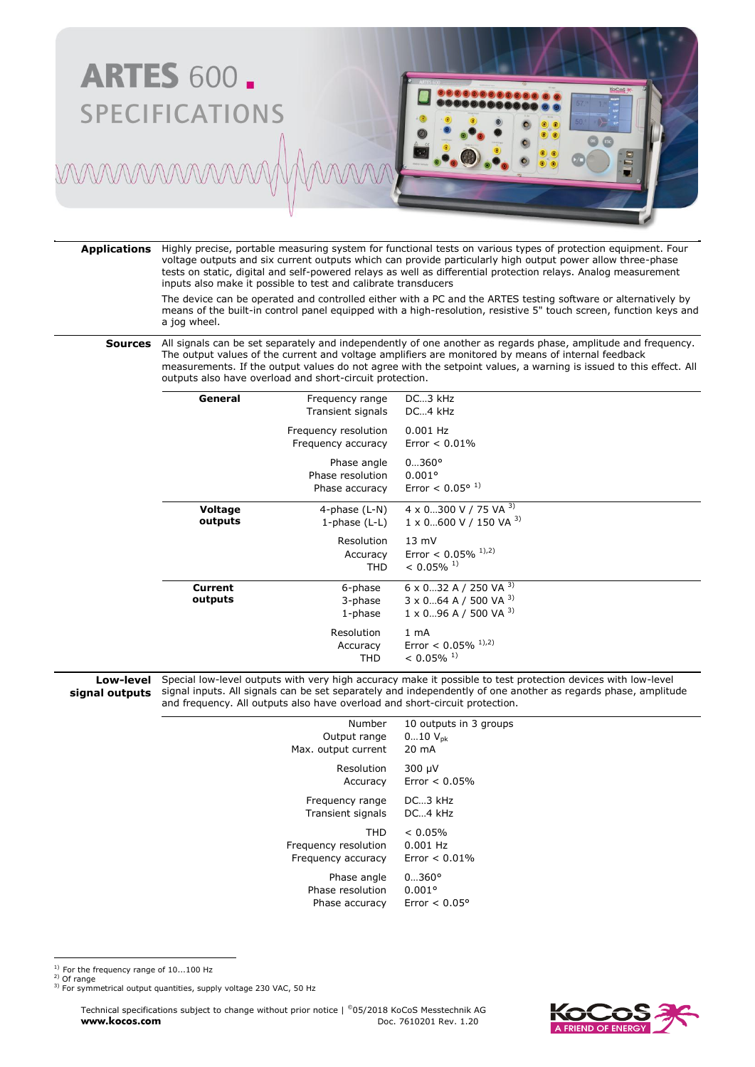# ARTES 600

## SPECIFICATIONS

**Applications**

Highly precise, portable measuring system for functional tests on various types of protection equipment. Four voltage outputs and six current outputs which can provide particularly high output power allow three-phase tests on static, digital and self-powered relays as well as differential protection relays. Analog measurement inputs also make it possible to test and calibrate transducers

The device can be operated and controlled either with a PC and the ARTES testing software or alternatively by means of the built-in control panel equipped with a high-resolution, resistive 5" touch screen, function keys and a jog wheel.

**Sources**

All signals can be set separately and independently of one another as regards phase, amplitude and frequency. The output values of the current and voltage amplifiers are monitored by means of internal feedback measurements. If the output values do not agree with the setpoint values, a warning is issued to this effect. All outputs also have overload and short-circuit protection.

| | | |
|---|---|---|
| **General** | Frequency range | DC…3 kHz |
| | Transient signals | DC…4 kHz |
| | Frequency resolution | 0.001 Hz |
| | Frequency accuracy | Error < 0.01% |
| | Phase angle | 0…360° |
| | Phase resolution | 0.001° |
| | Phase accuracy | Error < 0.05° [1] |
| **Voltage outputs** | 4-phase (L-N) | 4 x 0…300 V / 75 VA [3] |
| | 1-phase (L-L) | 1 x 0…600 V / 150 VA [3] |
| | Resolution | 13 mV |
| | Accuracy | Error < 0.05% [1,2] |
| | THD | < 0.05% [1] |
| **Current outputs** | 6-phase | 6 x 0…32 A / 250 VA [3] |
| | 3-phase | 3 x 0…64 A / 500 VA [3] |
| | 1-phase | 1 x 0…96 A / 500 VA [3] |
| | Resolution | 1 mA |
| | Accuracy | Error < 0.05% [1,2] |
| | THD | < 0.05% [1] |

**Low-level signal outputs**

Special low-level outputs with very high accuracy make it possible to test protection devices with low-level signal inputs. All signals can be set separately and independently of one another as regards phase, amplitude and frequency. All outputs also have overload and short-circuit protection.

| | |
|---|---|
| Number | 10 outputs in 3 groups |
| Output range | 0…10 $V_{pk}$ |
| Max. output current | 20 mA |
| Resolution | 300 µV |
| Accuracy | Error < 0.05% |
| Frequency range | DC…3 kHz |
| Transient signals | DC…4 kHz |
| THD | < 0.05% |
| Frequency resolution | 0.001 Hz |
| Frequency accuracy | Error < 0.01% |
| Phase angle | 0…360° |
| Phase resolution | 0.001° |
| Phase accuracy | Error < 0.05° |

[1] For the frequency range of 10...100 Hz
[2] Of range
[3] For symmetrical output quantities, supply voltage 230 VAC, 50 Hz

Technical specifications subject to change without prior notice | ©05/2018 KoCoS Messtechnik AG
**www.kocos.com** Doc. 7610201 Rev. 1.20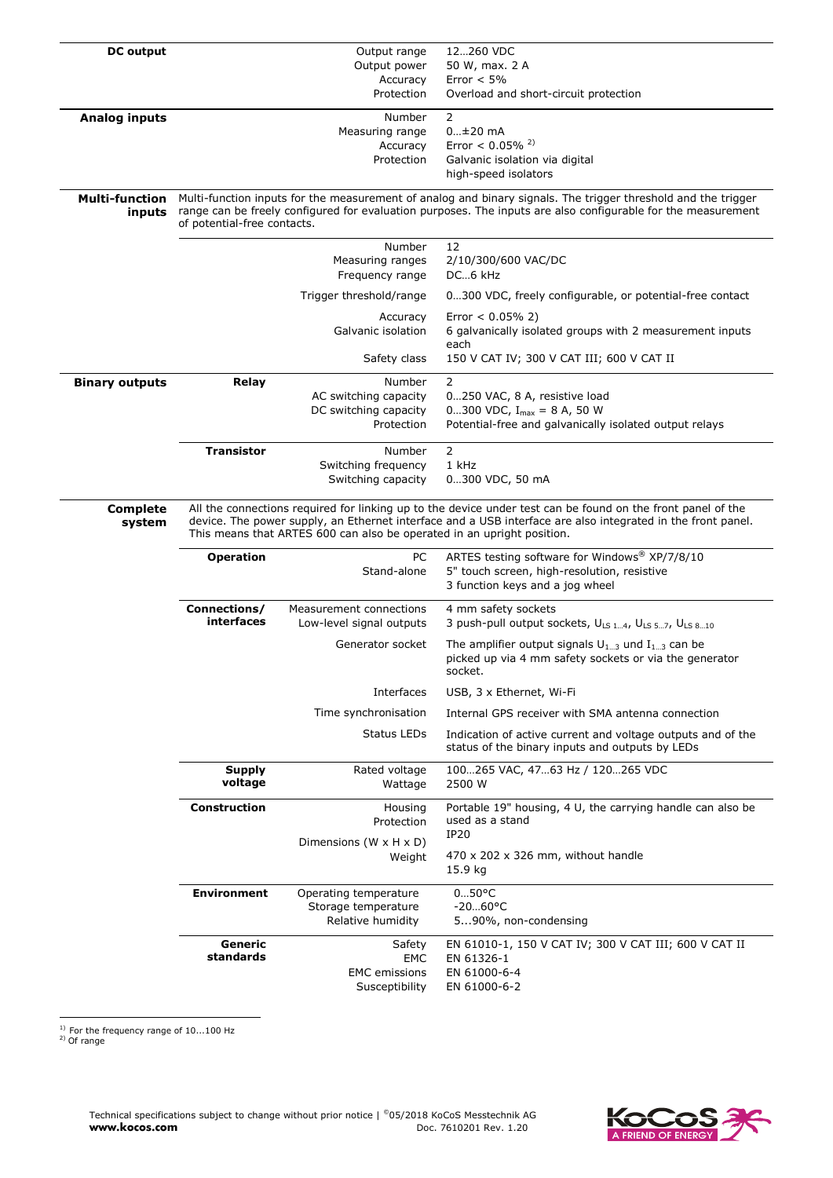| | | | |
|---|---|---|---|
| **DC output** | | Output range | 12…260 VDC |
| | | Output power | 50 W, max. 2 A |
| | | Accuracy | Error < 5% |
| | | Protection | Overload and short-circuit protection |
| **Analog inputs** | | Number | 2 |
| | | Measuring range | 0…±20 mA |
| | | Accuracy | Error < 0.05% [2] |
| | | Protection | Galvanic isolation via digital high-speed isolators |
| **Multi-function inputs** | Multi-function inputs for the measurement of analog and binary signals. The trigger threshold and the trigger range can be freely configured for evaluation purposes. The inputs are also configurable for the measurement of potential-free contacts. | | |
| | | Number | 12 |
| | | Measuring ranges | 2/10/300/600 VAC/DC |
| | | Frequency range | DC…6 kHz |
| | | Trigger threshold/range | 0…300 VDC, freely configurable, or potential-free contact |
| | | Accuracy | Error < 0.05% 2) |
| | | Galvanic isolation | 6 galvanically isolated groups with 2 measurement inputs each |
| | | Safety class | 150 V CAT IV; 300 V CAT III; 600 V CAT II |
| **Binary outputs** | **Relay** | Number | 2 |
| | | AC switching capacity | 0…250 VAC, 8 A, resistive load |
| | | DC switching capacity | 0…300 VDC, $I_{max}$ = 8 A, 50 W |
| | | Protection | Potential-free and galvanically isolated output relays |
| | **Transistor** | Number | 2 |
| | | Switching frequency | 1 kHz |
| | | Switching capacity | 0…300 VDC, 50 mA |
| **Complete system** | All the connections required for linking up to the device under test can be found on the front panel of the device. The power supply, an Ethernet interface and a USB interface are also integrated in the front panel. This means that ARTES 600 can also be operated in an upright position. | | |
| | **Operation** | PC | ARTES testing software for Windows® XP/7/8/10 |
| | | Stand-alone | 5" touch screen, high-resolution, resistive; 3 function keys and a jog wheel |
| | **Connections/ interfaces** | Measurement connections | 4 mm safety sockets |
| | | Low-level signal outputs | 3 push-pull output sockets, $U_{LS\ 1…4}$, $U_{LS\ 5…7}$, $U_{LS\ 8…10}$ |
| | | Generator socket | The amplifier output signals $U_{1…3}$ und $I_{1…3}$ can be picked up via 4 mm safety sockets or via the generator socket. |
| | | Interfaces | USB, 3 x Ethernet, Wi-Fi |
| | | Time synchronisation | Internal GPS receiver with SMA antenna connection |
| | | Status LEDs | Indication of active current and voltage outputs and of the status of the binary inputs and outputs by LEDs |
| | **Supply voltage** | Rated voltage | 100…265 VAC, 47…63 Hz / 120…265 VDC |
| | | Wattage | 2500 W |
| | **Construction** | Housing | Portable 19" housing, 4 U, the carrying handle can also be used as a stand |
| | | Protection | IP20 |
| | | Dimensions (W x H x D) | 470 x 202 x 326 mm, without handle |
| | | Weight | 15.9 kg |
| | **Environment** | Operating temperature | 0…50°C |
| | | Storage temperature | -20…60°C |
| | | Relative humidity | 5...90%, non-condensing |
| | **Generic standards** | Safety | EN 61010-1, 150 V CAT IV; 300 V CAT III; 600 V CAT II |
| | | EMC | EN 61326-1 |
| | | EMC emissions | EN 61000-6-4 |
| | | Susceptibility | EN 61000-6-2 |

[1] For the frequency range of 10...100 Hz
[2] Of range

Technical specifications subject to change without prior notice | ©05/2018 KoCoS Messtechnik AG
**www.kocos.com** Doc. 7610201 Rev. 1.20